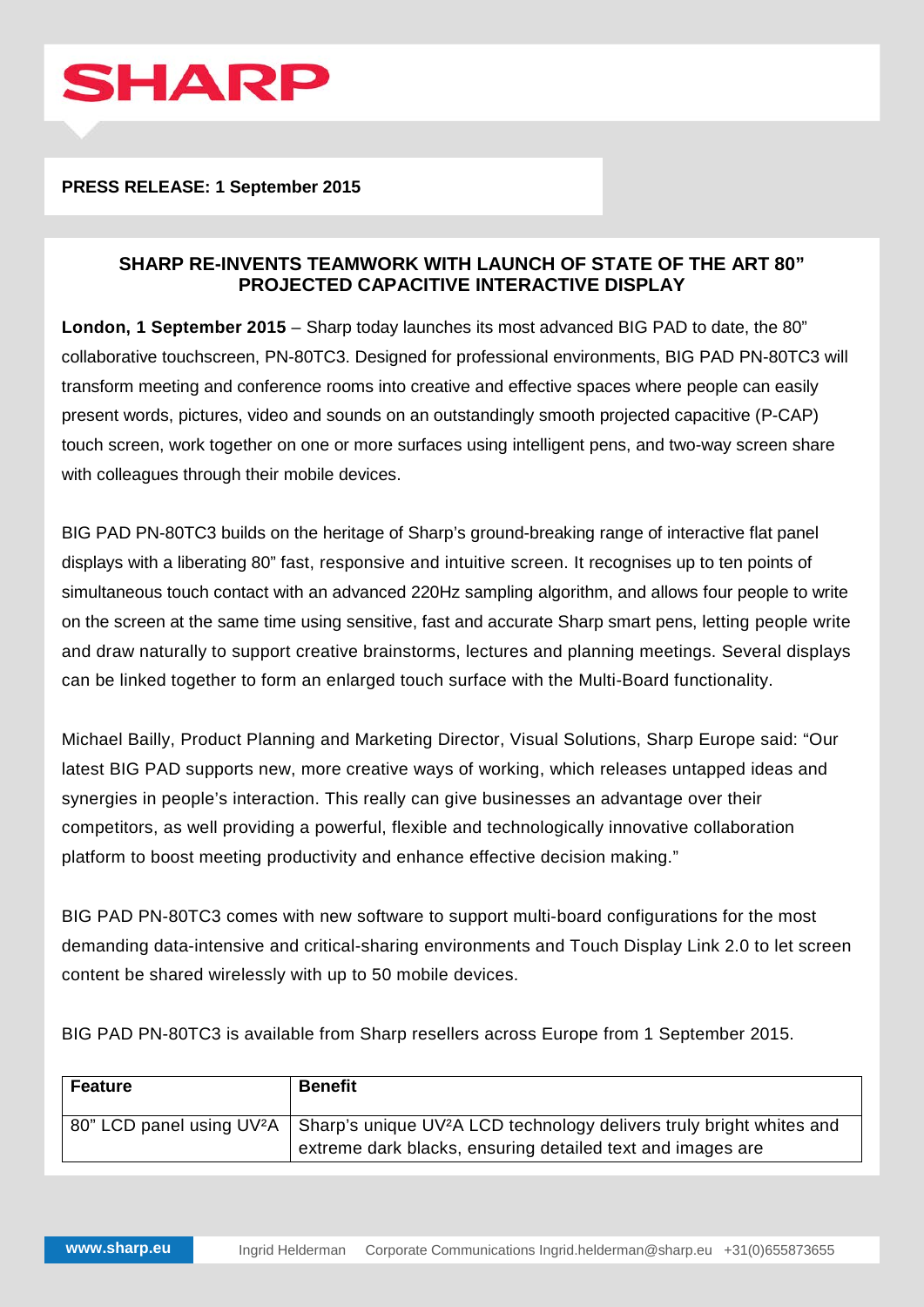SHARP

**PRESS RELEASE: 1 September 2015**

## SHARP RE-INVENTS TEAMWORK WITH LAUNCH OF STATE OF THE ART 80" PROJECTED CAPACITIVE INTERACTIVE DISPLAY

**London, 1 September 2015** – Sharp today launches its most advanced BIG PAD to date, the 80" collaborative touchscreen, PN-80TC3. Designed for professional environments, BIG PAD PN-80TC3 will transform meeting and conference rooms into creative and effective spaces where people can easily present words, pictures, video and sounds on an outstandingly smooth projected capacitive (P-CAP) touch screen, work together on one or more surfaces using intelligent pens, and two-way screen share with colleagues through their mobile devices.

BIG PAD PN-80TC3 builds on the heritage of Sharp's ground-breaking range of interactive flat panel displays with a liberating 80" fast, responsive and intuitive screen. It recognises up to ten points of simultaneous touch contact with an advanced 220Hz sampling algorithm, and allows four people to write on the screen at the same time using sensitive, fast and accurate Sharp smart pens, letting people write and draw naturally to support creative brainstorms, lectures and planning meetings. Several displays can be linked together to form an enlarged touch surface with the Multi-Board functionality.

Michael Bailly, Product Planning and Marketing Director, Visual Solutions, Sharp Europe said: "Our latest BIG PAD supports new, more creative ways of working, which releases untapped ideas and synergies in people's interaction. This really can give businesses an advantage over their competitors, as well providing a powerful, flexible and technologically innovative collaboration platform to boost meeting productivity and enhance effective decision making."

BIG PAD PN-80TC3 comes with new software to support multi-board configurations for the most demanding data-intensive and critical-sharing environments and Touch Display Link 2.0 to let screen content be shared wirelessly with up to 50 mobile devices.

BIG PAD PN-80TC3 is available from Sharp resellers across Europe from 1 September 2015.

| Feature | Benefit |
|---|---|
| 80" LCD panel using UV²A | Sharp's unique UV²A LCD technology delivers truly bright whites and extreme dark blacks, ensuring detailed text and images are |

www.sharp.eu    Ingrid Helderman    Corporate Communications Ingrid.helderman@sharp.eu    +31(0)655873655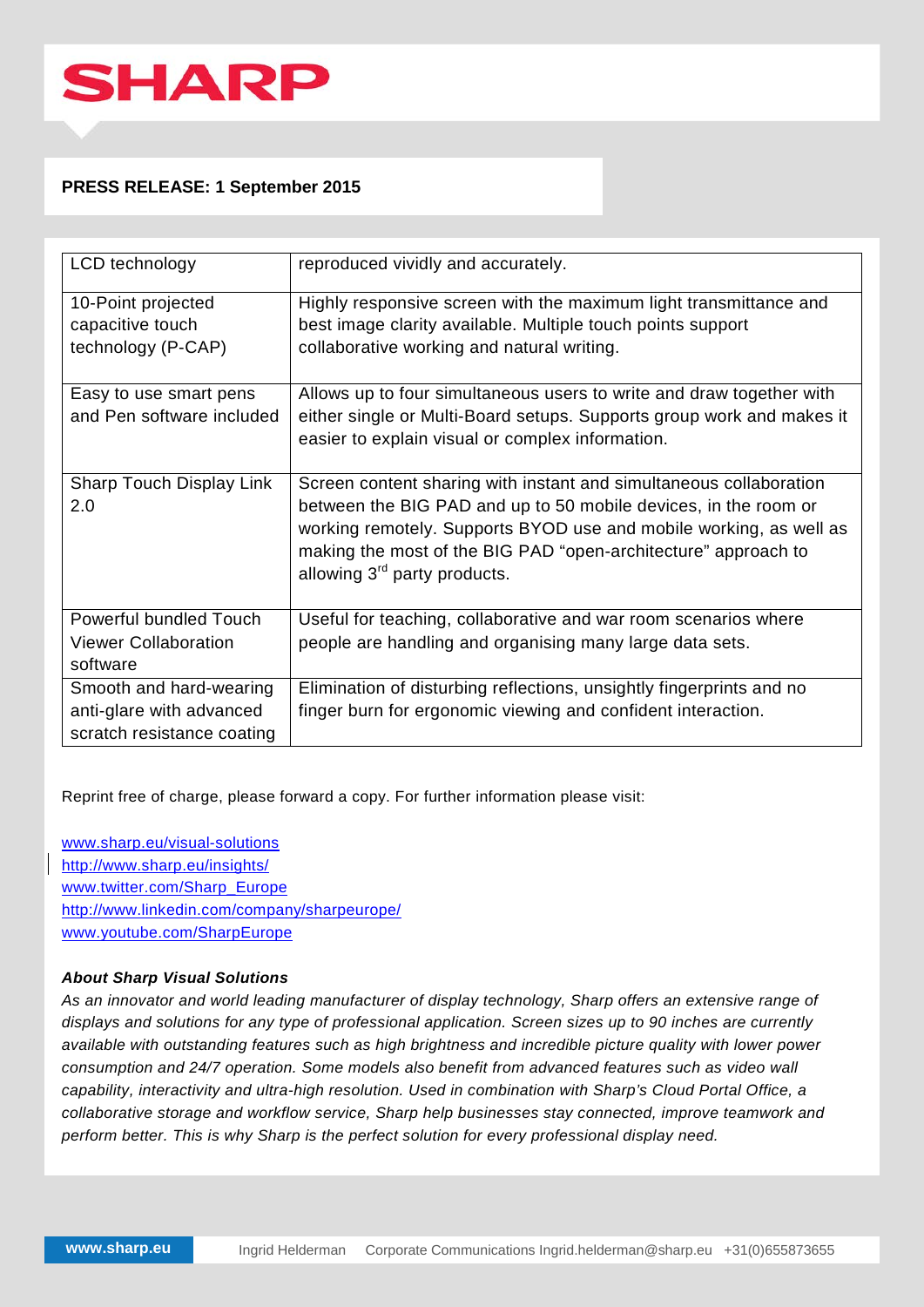| | |
|---|---|
| LCD technology | reproduced vividly and accurately. |
| 10-Point projected capacitive touch technology (P-CAP) | Highly responsive screen with the maximum light transmittance and best image clarity available. Multiple touch points support collaborative working and natural writing. |
| Easy to use smart pens and Pen software included | Allows up to four simultaneous users to write and draw together with either single or Multi-Board setups. Supports group work and makes it easier to explain visual or complex information. |
| Sharp Touch Display Link 2.0 | Screen content sharing with instant and simultaneous collaboration between the BIG PAD and up to 50 mobile devices, in the room or working remotely. Supports BYOD use and mobile working, as well as making the most of the BIG PAD "open-architecture" approach to allowing 3rd party products. |
| Powerful bundled Touch Viewer Collaboration software | Useful for teaching, collaborative and war room scenarios where people are handling and organising many large data sets. |
| Smooth and hard-wearing anti-glare with advanced scratch resistance coating | Elimination of disturbing reflections, unsightly fingerprints and no finger burn for ergonomic viewing and confident interaction. |

Reprint free of charge, please forward a copy. For further information please visit:

www.sharp.eu/visual-solutions
http://www.sharp.eu/insights/
www.twitter.com/Sharp_Europe
http://www.linkedin.com/company/sharpeurope/
www.youtube.com/SharpEurope

***About Sharp Visual Solutions***

*As an innovator and world leading manufacturer of display technology, Sharp offers an extensive range of displays and solutions for any type of professional application. Screen sizes up to 90 inches are currently available with outstanding features such as high brightness and incredible picture quality with lower power consumption and 24/7 operation. Some models also benefit from advanced features such as video wall capability, interactivity and ultra-high resolution. Used in combination with Sharp's Cloud Portal Office, a collaborative storage and workflow service, Sharp help businesses stay connected, improve teamwork and perform better. This is why Sharp is the perfect solution for every professional display need.*

www.sharp.eu Ingrid Helderman Corporate Communications Ingrid.helderman@sharp.eu +31(0)655873655